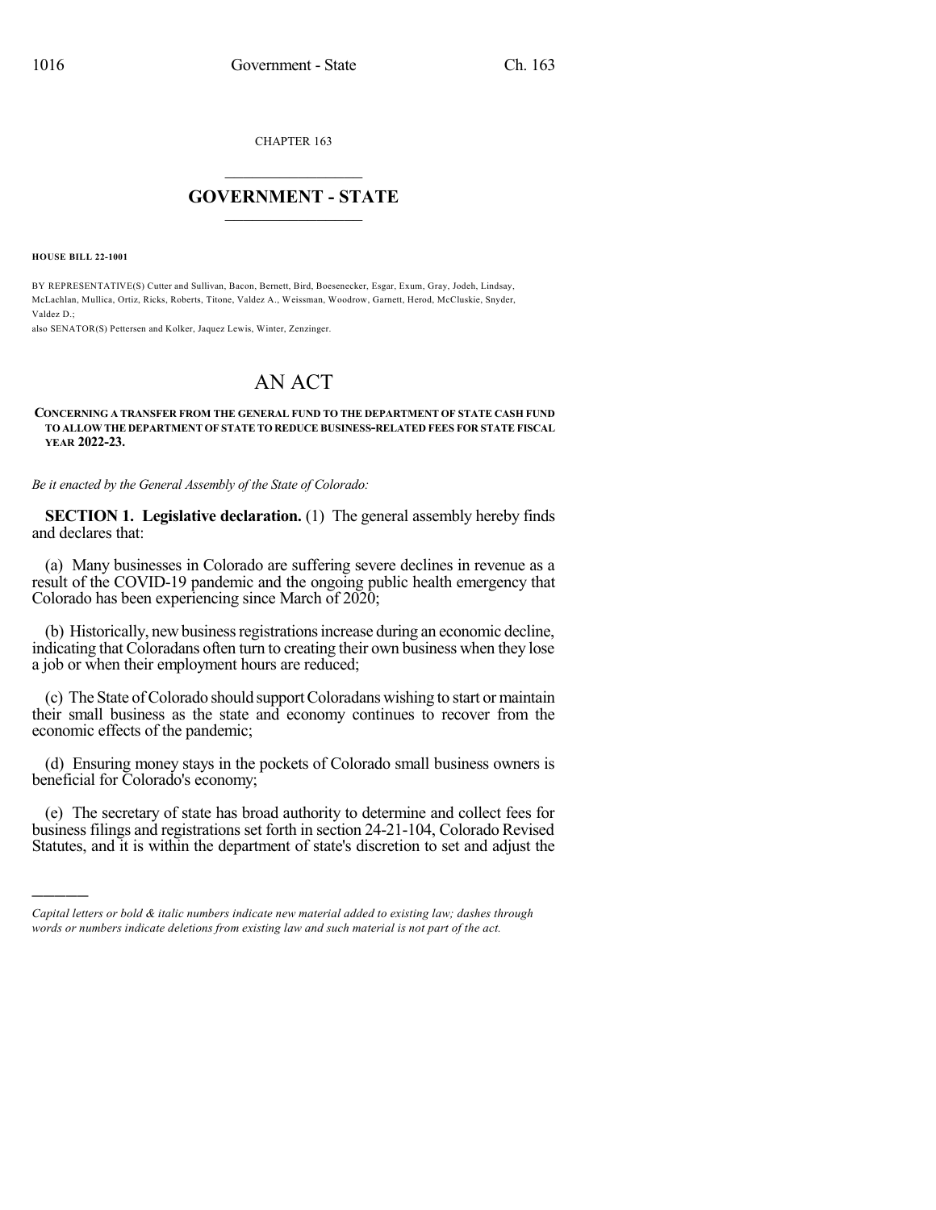CHAPTER 163

# GOVERNMENT - STATE

**HOUSE BILL 22-1001**

BY REPRESENTATIVE(S) Cutter and Sullivan, Bacon, Bernett, Bird, Boesenecker, Esgar, Exum, Gray, Jodeh, Lindsay, McLachlan, Mullica, Ortiz, Ricks, Roberts, Titone, Valdez A., Weissman, Woodrow, Garnett, Herod, McCluskie, Snyder, Valdez D.;
also SENATOR(S) Pettersen and Kolker, Jaquez Lewis, Winter, Zenzinger.

# AN ACT

**CONCERNING A TRANSFER FROM THE GENERAL FUND TO THE DEPARTMENT OF STATE CASH FUND TO ALLOW THE DEPARTMENT OF STATE TO REDUCE BUSINESS-RELATED FEES FOR STATE FISCAL YEAR 2022-23.**

*Be it enacted by the General Assembly of the State of Colorado:*

**SECTION 1. Legislative declaration.** (1) The general assembly hereby finds and declares that:

(a) Many businesses in Colorado are suffering severe declines in revenue as a result of the COVID-19 pandemic and the ongoing public health emergency that Colorado has been experiencing since March of 2020;

(b) Historically, new business registrations increase during an economic decline, indicating that Coloradans often turn to creating their own business when they lose a job or when their employment hours are reduced;

(c) The State of Colorado should support Coloradans wishing to start or maintain their small business as the state and economy continues to recover from the economic effects of the pandemic;

(d) Ensuring money stays in the pockets of Colorado small business owners is beneficial for Colorado's economy;

(e) The secretary of state has broad authority to determine and collect fees for business filings and registrations set forth in section 24-21-104, Colorado Revised Statutes, and it is within the department of state's discretion to set and adjust the

---

*Capital letters or bold & italic numbers indicate new material added to existing law; dashes through words or numbers indicate deletions from existing law and such material is not part of the act.*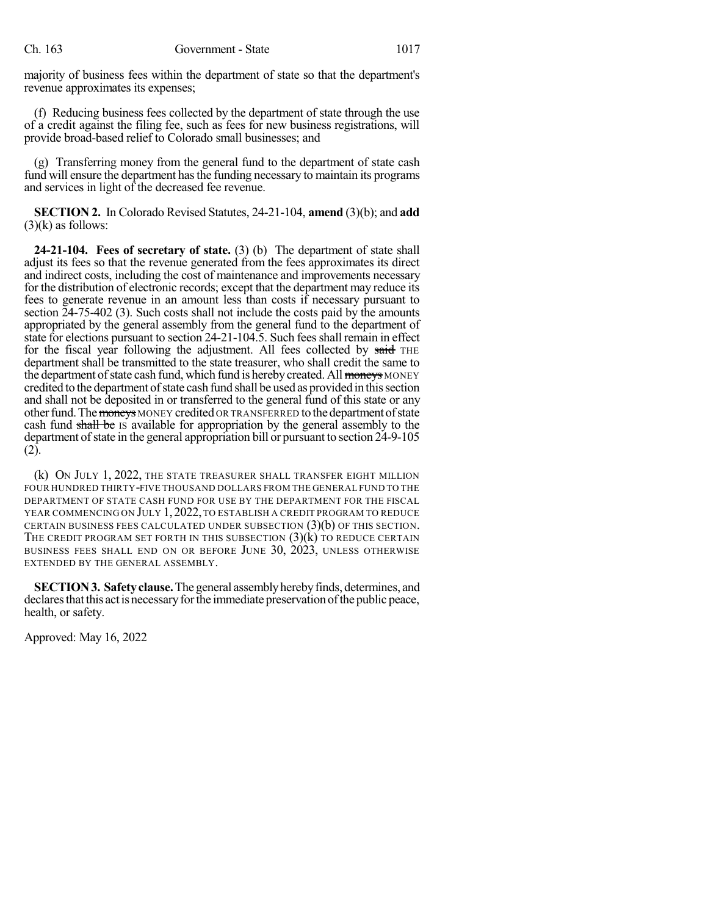majority of business fees within the department of state so that the department's revenue approximates its expenses;

(f) Reducing business fees collected by the department of state through the use of a credit against the filing fee, such as fees for new business registrations, will provide broad-based relief to Colorado small businesses; and

(g) Transferring money from the general fund to the department of state cash fund will ensure the department has the funding necessary to maintain its programs and services in light of the decreased fee revenue.

**SECTION 2.** In Colorado Revised Statutes, 24-21-104, **amend** (3)(b); and **add** (3)(k) as follows:

**24-21-104. Fees of secretary of state.** (3) (b) The department of state shall adjust its fees so that the revenue generated from the fees approximates its direct and indirect costs, including the cost of maintenance and improvements necessary for the distribution of electronic records; except that the department may reduce its fees to generate revenue in an amount less than costs if necessary pursuant to section 24-75-402 (3). Such costs shall not include the costs paid by the amounts appropriated by the general assembly from the general fund to the department of state for elections pursuant to section 24-21-104.5. Such fees shall remain in effect for the fiscal year following the adjustment. All fees collected by ~~said~~ THE department shall be transmitted to the state treasurer, who shall credit the same to the department of state cash fund, which fund is hereby created. All ~~moneys~~ MONEY credited to the department of state cash fund shall be used as provided in this section and shall not be deposited in or transferred to the general fund of this state or any other fund. The ~~moneys~~ MONEY credited OR TRANSFERRED to the department of state cash fund ~~shall be~~ IS available for appropriation by the general assembly to the department of state in the general appropriation bill or pursuant to section 24-9-105 (2).

(k) ON JULY 1, 2022, THE STATE TREASURER SHALL TRANSFER EIGHT MILLION FOUR HUNDRED THIRTY-FIVE THOUSAND DOLLARS FROM THE GENERAL FUND TO THE DEPARTMENT OF STATE CASH FUND FOR USE BY THE DEPARTMENT FOR THE FISCAL YEAR COMMENCING ON JULY 1, 2022, TO ESTABLISH A CREDIT PROGRAM TO REDUCE CERTAIN BUSINESS FEES CALCULATED UNDER SUBSECTION (3)(b) OF THIS SECTION. THE CREDIT PROGRAM SET FORTH IN THIS SUBSECTION (3)(k) TO REDUCE CERTAIN BUSINESS FEES SHALL END ON OR BEFORE JUNE 30, 2023, UNLESS OTHERWISE EXTENDED BY THE GENERAL ASSEMBLY.

**SECTION 3. Safety clause.** The general assembly hereby finds, determines, and declares that this act is necessary for the immediate preservation of the public peace, health, or safety.

Approved: May 16, 2022